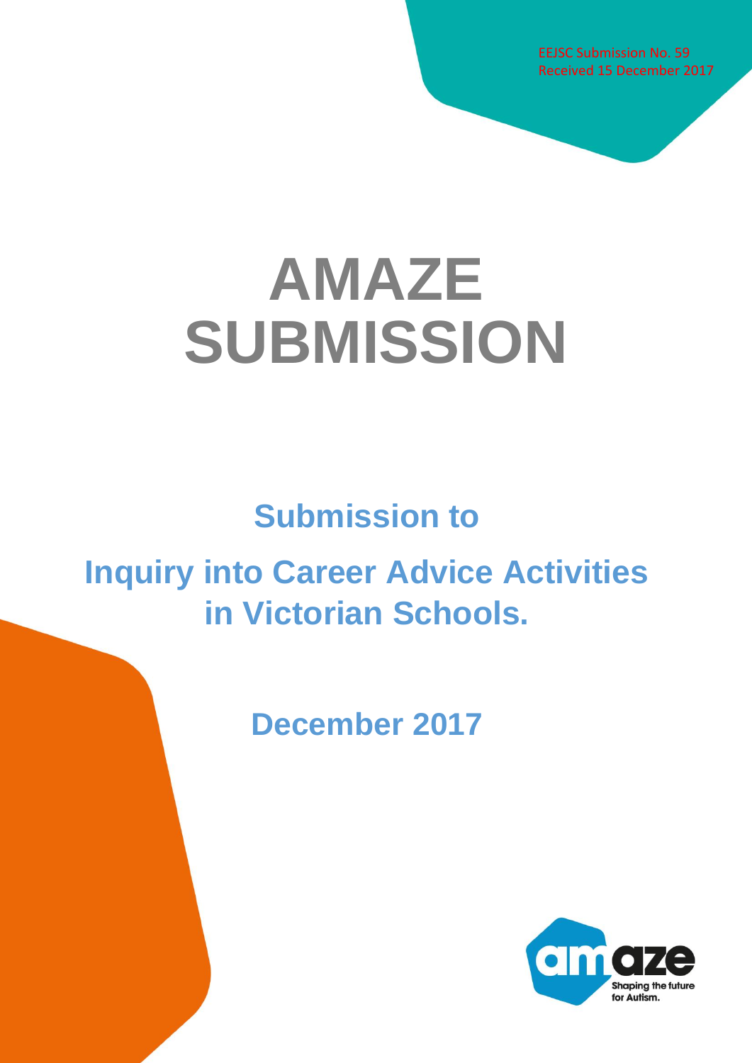EEJSC Submission No. 59
Received 15 December 2017

# AMAZE SUBMISSION

## Submission to

## Inquiry into Career Advice Activities in Victorian Schools.

## December 2017

amaze
Shaping the future for Autism.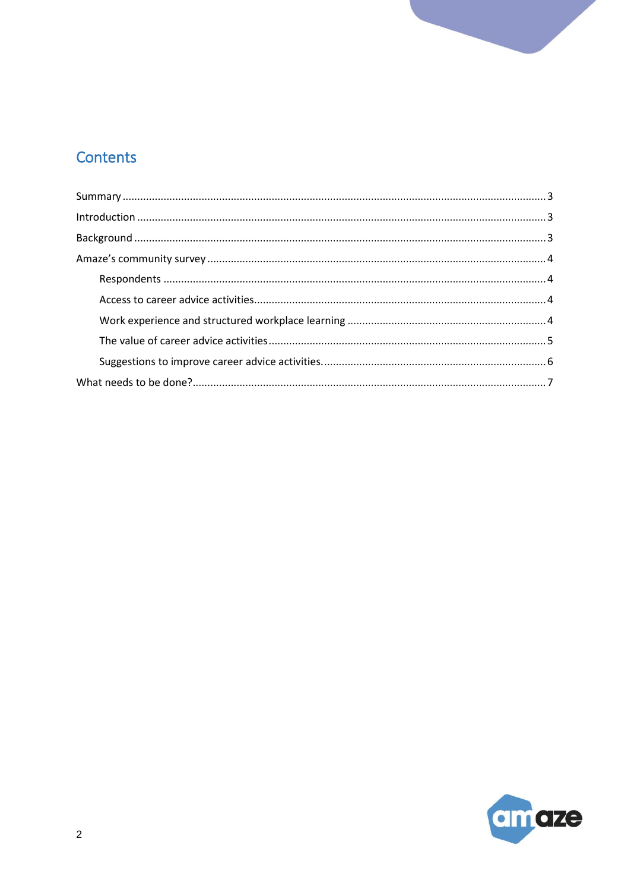# Contents

- Summary ........ 3
- Introduction ........ 3
- Background ........ 3
- Amaze's community survey ........ 4
  - Respondents ........ 4
  - Access to career advice activities ........ 4
  - Work experience and structured workplace learning ........ 4
  - The value of career advice activities ........ 5
  - Suggestions to improve career advice activities ........ 6
- What needs to be done? ........ 7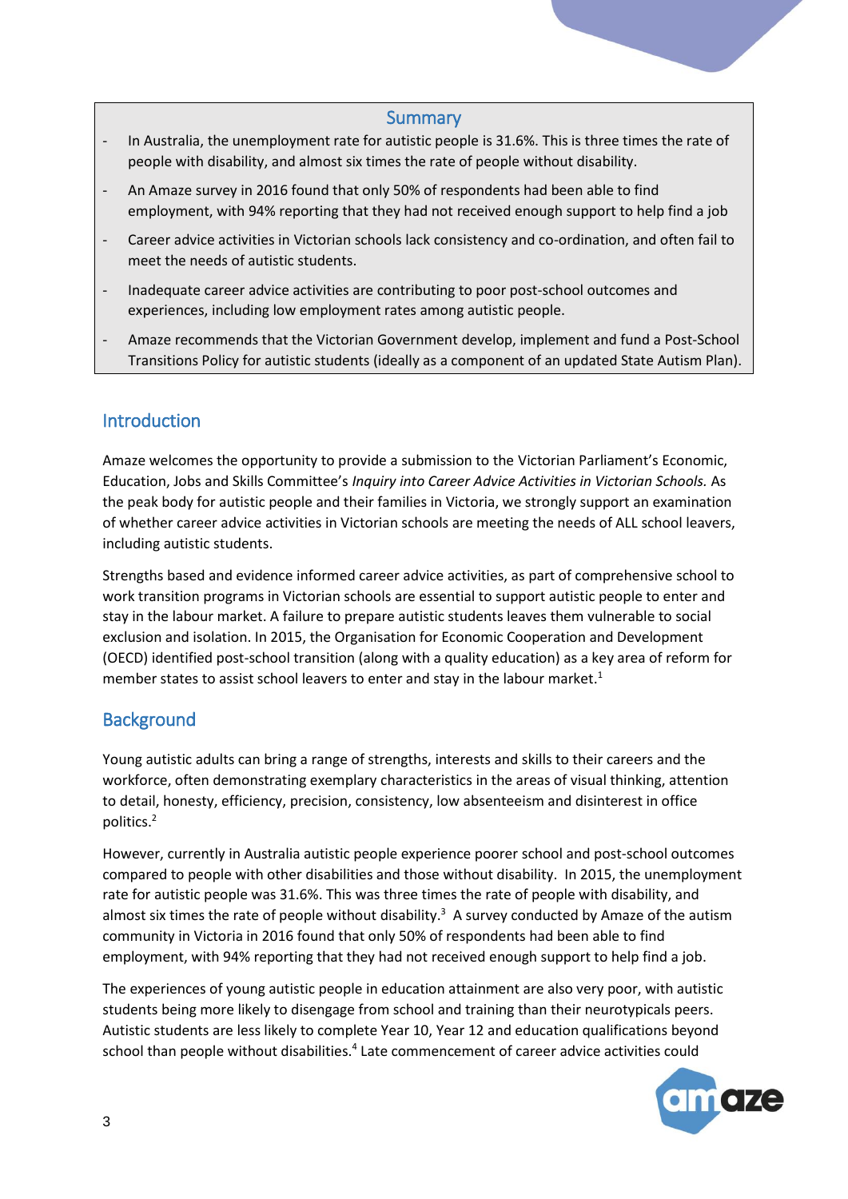## Summary

- In Australia, the unemployment rate for autistic people is 31.6%. This is three times the rate of people with disability, and almost six times the rate of people without disability.
- An Amaze survey in 2016 found that only 50% of respondents had been able to find employment, with 94% reporting that they had not received enough support to help find a job
- Career advice activities in Victorian schools lack consistency and co-ordination, and often fail to meet the needs of autistic students.
- Inadequate career advice activities are contributing to poor post-school outcomes and experiences, including low employment rates among autistic people.
- Amaze recommends that the Victorian Government develop, implement and fund a Post-School Transitions Policy for autistic students (ideally as a component of an updated State Autism Plan).

## Introduction

Amaze welcomes the opportunity to provide a submission to the Victorian Parliament's Economic, Education, Jobs and Skills Committee's *Inquiry into Career Advice Activities in Victorian Schools.* As the peak body for autistic people and their families in Victoria, we strongly support an examination of whether career advice activities in Victorian schools are meeting the needs of ALL school leavers, including autistic students.

Strengths based and evidence informed career advice activities, as part of comprehensive school to work transition programs in Victorian schools are essential to support autistic people to enter and stay in the labour market. A failure to prepare autistic students leaves them vulnerable to social exclusion and isolation. In 2015, the Organisation for Economic Cooperation and Development (OECD) identified post-school transition (along with a quality education) as a key area of reform for member states to assist school leavers to enter and stay in the labour market.[1]

## Background

Young autistic adults can bring a range of strengths, interests and skills to their careers and the workforce, often demonstrating exemplary characteristics in the areas of visual thinking, attention to detail, honesty, efficiency, precision, consistency, low absenteeism and disinterest in office politics.[2]

However, currently in Australia autistic people experience poorer school and post-school outcomes compared to people with other disabilities and those without disability. In 2015, the unemployment rate for autistic people was 31.6%. This was three times the rate of people with disability, and almost six times the rate of people without disability.[3] A survey conducted by Amaze of the autism community in Victoria in 2016 found that only 50% of respondents had been able to find employment, with 94% reporting that they had not received enough support to help find a job.

The experiences of young autistic people in education attainment are also very poor, with autistic students being more likely to disengage from school and training than their neurotypicals peers. Autistic students are less likely to complete Year 10, Year 12 and education qualifications beyond school than people without disabilities.[4] Late commencement of career advice activities could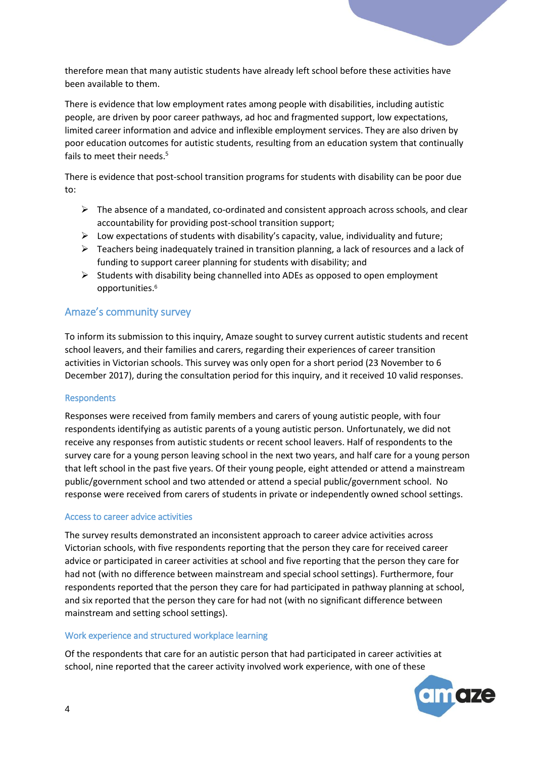therefore mean that many autistic students have already left school before these activities have been available to them.

There is evidence that low employment rates among people with disabilities, including autistic people, are driven by poor career pathways, ad hoc and fragmented support, low expectations, limited career information and advice and inflexible employment services. They are also driven by poor education outcomes for autistic students, resulting from an education system that continually fails to meet their needs.[5]

There is evidence that post-school transition programs for students with disability can be poor due to:

- The absence of a mandated, co-ordinated and consistent approach across schools, and clear accountability for providing post-school transition support;
- Low expectations of students with disability's capacity, value, individuality and future;
- Teachers being inadequately trained in transition planning, a lack of resources and a lack of funding to support career planning for students with disability; and
- Students with disability being channelled into ADEs as opposed to open employment opportunities.[6]

## Amaze's community survey

To inform its submission to this inquiry, Amaze sought to survey current autistic students and recent school leavers, and their families and carers, regarding their experiences of career transition activities in Victorian schools. This survey was only open for a short period (23 November to 6 December 2017), during the consultation period for this inquiry, and it received 10 valid responses.

### Respondents

Responses were received from family members and carers of young autistic people, with four respondents identifying as autistic parents of a young autistic person. Unfortunately, we did not receive any responses from autistic students or recent school leavers. Half of respondents to the survey care for a young person leaving school in the next two years, and half care for a young person that left school in the past five years. Of their young people, eight attended or attend a mainstream public/government school and two attended or attend a special public/government school. No response were received from carers of students in private or independently owned school settings.

### Access to career advice activities

The survey results demonstrated an inconsistent approach to career advice activities across Victorian schools, with five respondents reporting that the person they care for received career advice or participated in career activities at school and five reporting that the person they care for had not (with no difference between mainstream and special school settings). Furthermore, four respondents reported that the person they care for had participated in pathway planning at school, and six reported that the person they care for had not (with no significant difference between mainstream and setting school settings).

### Work experience and structured workplace learning

Of the respondents that care for an autistic person that had participated in career activities at school, nine reported that the career activity involved work experience, with one of these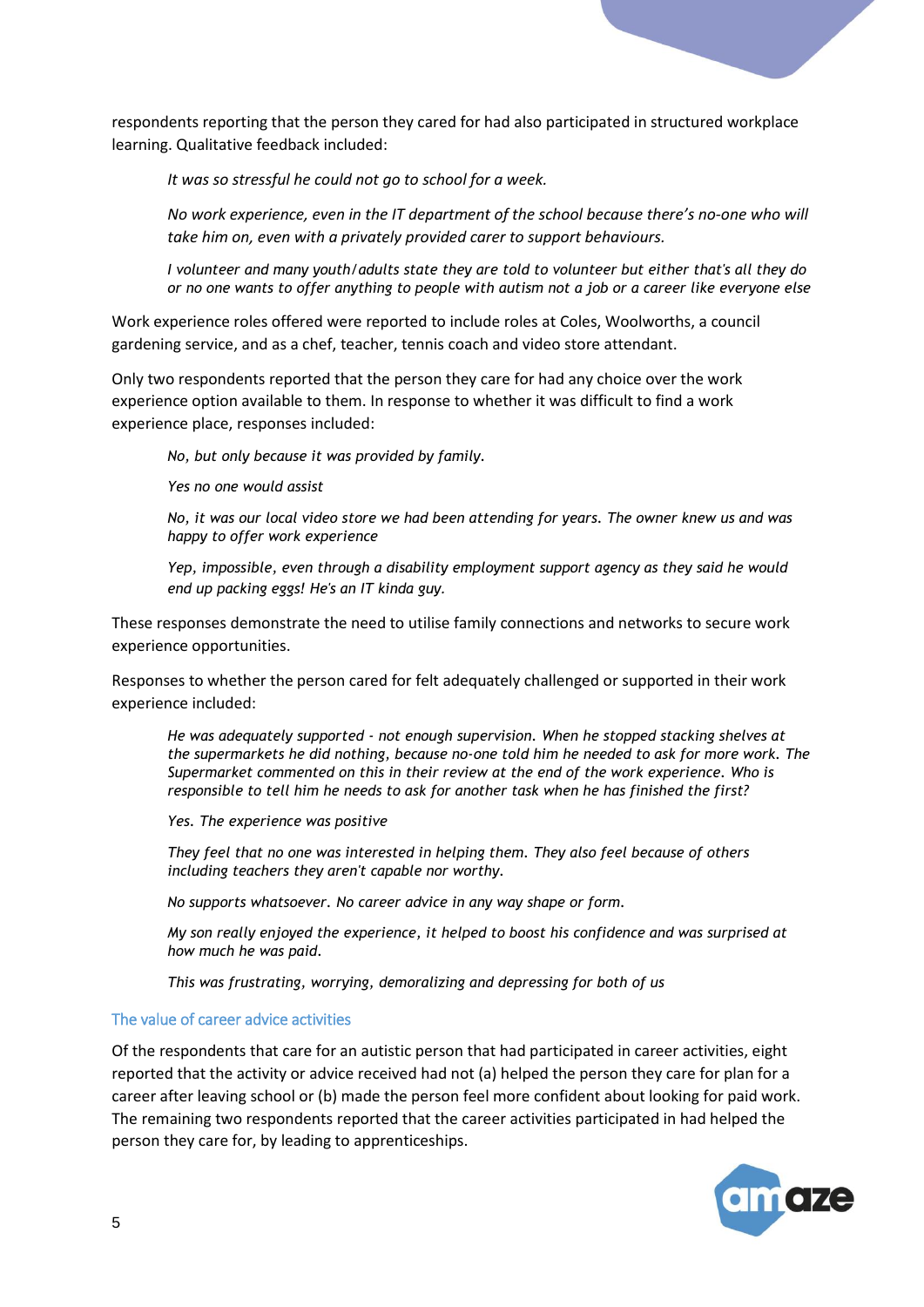respondents reporting that the person they cared for had also participated in structured workplace learning. Qualitative feedback included:

> *It was so stressful he could not go to school for a week.*
>
> *No work experience, even in the IT department of the school because there's no-one who will take him on, even with a privately provided carer to support behaviours.*
>
> *I volunteer and many youth/adults state they are told to volunteer but either that's all they do or no one wants to offer anything to people with autism not a job or a career like everyone else*

Work experience roles offered were reported to include roles at Coles, Woolworths, a council gardening service, and as a chef, teacher, tennis coach and video store attendant.

Only two respondents reported that the person they care for had any choice over the work experience option available to them. In response to whether it was difficult to find a work experience place, responses included:

> *No, but only because it was provided by family.*
>
> *Yes no one would assist*
>
> *No, it was our local video store we had been attending for years. The owner knew us and was happy to offer work experience*
>
> *Yep, impossible, even through a disability employment support agency as they said he would end up packing eggs! He's an IT kinda guy.*

These responses demonstrate the need to utilise family connections and networks to secure work experience opportunities.

Responses to whether the person cared for felt adequately challenged or supported in their work experience included:

> *He was adequately supported - not enough supervision. When he stopped stacking shelves at the supermarkets he did nothing, because no-one told him he needed to ask for more work. The Supermarket commented on this in their review at the end of the work experience. Who is responsible to tell him he needs to ask for another task when he has finished the first?*
>
> *Yes. The experience was positive*
>
> *They feel that no one was interested in helping them. They also feel because of others including teachers they aren't capable nor worthy.*
>
> *No supports whatsoever. No career advice in any way shape or form.*
>
> *My son really enjoyed the experience, it helped to boost his confidence and was surprised at how much he was paid.*
>
> *This was frustrating, worrying, demoralizing and depressing for both of us*

### The value of career advice activities

Of the respondents that care for an autistic person that had participated in career activities, eight reported that the activity or advice received had not (a) helped the person they care for plan for a career after leaving school or (b) made the person feel more confident about looking for paid work. The remaining two respondents reported that the career activities participated in had helped the person they care for, by leading to apprenticeships.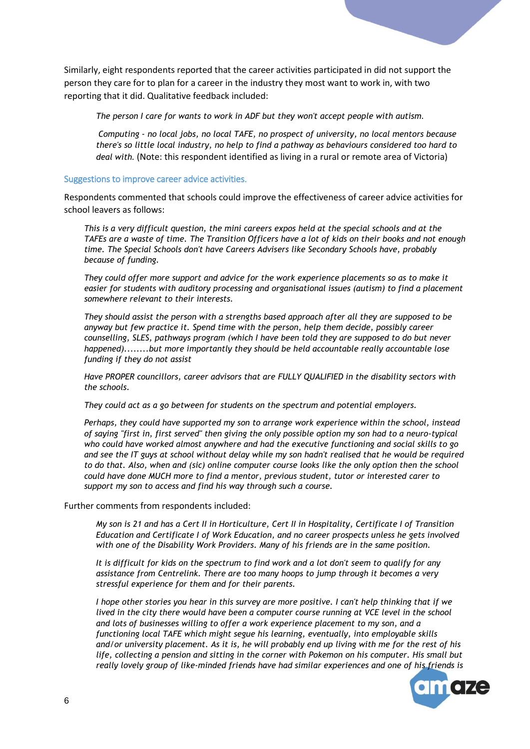Similarly, eight respondents reported that the career activities participated in did not support the person they care for to plan for a career in the industry they most want to work in, with two reporting that it did. Qualitative feedback included:

> *The person I care for wants to work in ADF but they won't accept people with autism.*
>
> *Computing - no local jobs, no local TAFE, no prospect of university, no local mentors because there's so little local industry, no help to find a pathway as behaviours considered too hard to deal with.* (Note: this respondent identified as living in a rural or remote area of Victoria)

### Suggestions to improve career advice activities.

Respondents commented that schools could improve the effectiveness of career advice activities for school leavers as follows:

> *This is a very difficult question, the mini careers expos held at the special schools and at the TAFEs are a waste of time. The Transition Officers have a lot of kids on their books and not enough time. The Special Schools don't have Careers Advisers like Secondary Schools have, probably because of funding.*
>
> *They could offer more support and advice for the work experience placements so as to make it easier for students with auditory processing and organisational issues (autism) to find a placement somewhere relevant to their interests.*
>
> *They should assist the person with a strengths based approach after all they are supposed to be anyway but few practice it. Spend time with the person, help them decide, possibly career counselling, SLES, pathways program (which I have been told they are supposed to do but never happened)........but more importantly they should be held accountable really accountable lose funding if they do not assist*
>
> *Have PROPER councillors, career advisors that are FULLY QUALIFIED in the disability sectors with the schools.*
>
> *They could act as a go between for students on the spectrum and potential employers.*
>
> *Perhaps, they could have supported my son to arrange work experience within the school, instead of saying "first in, first served" then giving the only possible option my son had to a neuro-typical who could have worked almost anywhere and had the executive functioning and social skills to go and see the IT guys at school without delay while my son hadn't realised that he would be required to do that. Also, when and (sic) online computer course looks like the only option then the school could have done MUCH more to find a mentor, previous student, tutor or interested carer to support my son to access and find his way through such a course.*

Further comments from respondents included:

> *My son is 21 and has a Cert II in Horticulture, Cert II in Hospitality, Certificate I of Transition Education and Certificate I of Work Education, and no career prospects unless he gets involved with one of the Disability Work Providers. Many of his friends are in the same position.*
>
> *It is difficult for kids on the spectrum to find work and a lot don't seem to qualify for any assistance from Centrelink. There are too many hoops to jump through it becomes a very stressful experience for them and for their parents.*
>
> *I hope other stories you hear in this survey are more positive. I can't help thinking that if we lived in the city there would have been a computer course running at VCE level in the school and lots of businesses willing to offer a work experience placement to my son, and a functioning local TAFE which might segue his learning, eventually, into employable skills and/or university placement. As it is, he will probably end up living with me for the rest of his life, collecting a pension and sitting in the corner with Pokemon on his computer. His small but really lovely group of like-minded friends have had similar experiences and one of his friends is*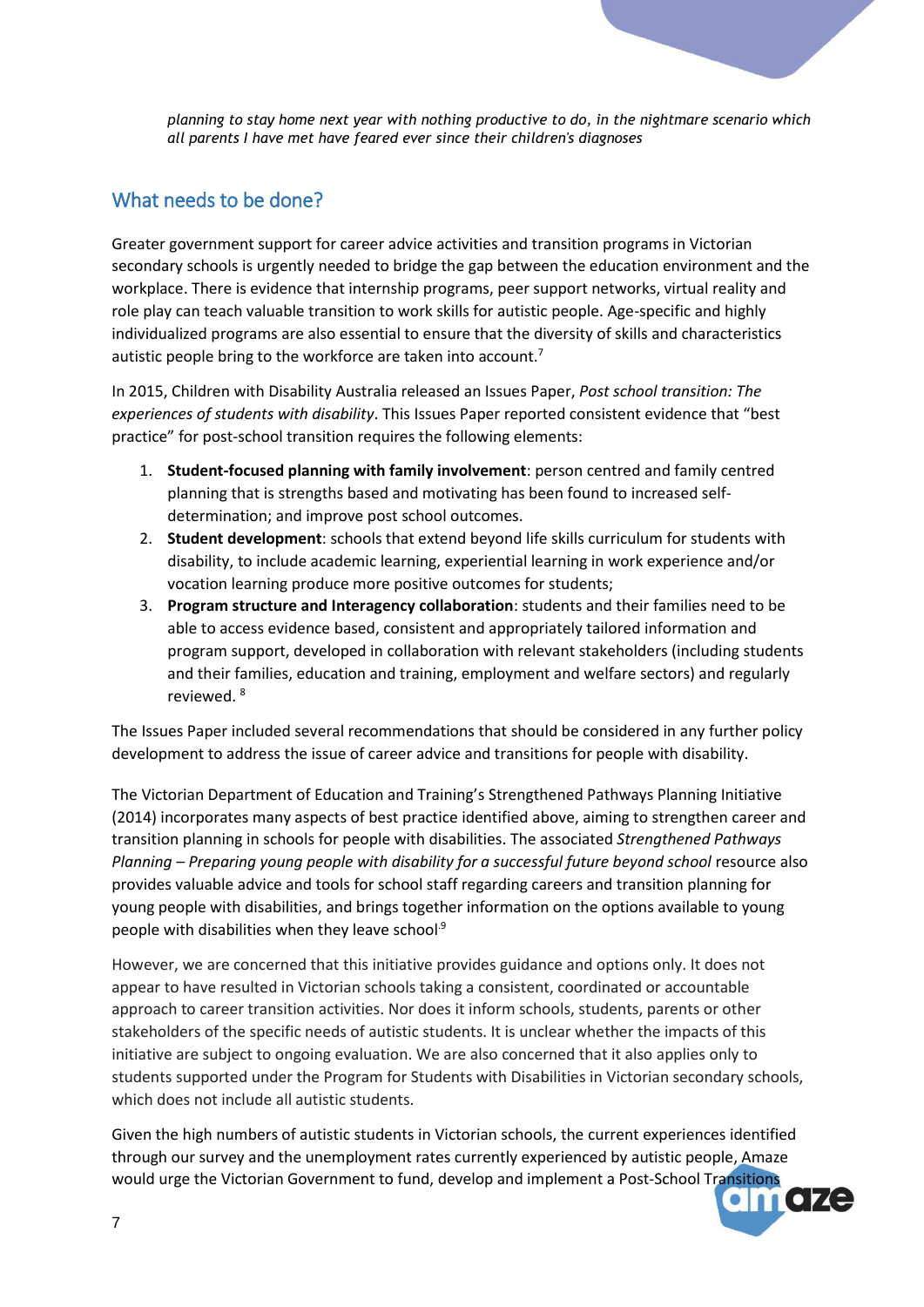*planning to stay home next year with nothing productive to do, in the nightmare scenario which all parents I have met have feared ever since their children's diagnoses*

## What needs to be done?

Greater government support for career advice activities and transition programs in Victorian secondary schools is urgently needed to bridge the gap between the education environment and the workplace. There is evidence that internship programs, peer support networks, virtual reality and role play can teach valuable transition to work skills for autistic people. Age-specific and highly individualized programs are also essential to ensure that the diversity of skills and characteristics autistic people bring to the workforce are taken into account.[7]

In 2015, Children with Disability Australia released an Issues Paper, *Post school transition: The experiences of students with disability*. This Issues Paper reported consistent evidence that "best practice" for post-school transition requires the following elements:

1. **Student-focused planning with family involvement**: person centred and family centred planning that is strengths based and motivating has been found to increased self-determination; and improve post school outcomes.
2. **Student development**: schools that extend beyond life skills curriculum for students with disability, to include academic learning, experiential learning in work experience and/or vocation learning produce more positive outcomes for students;
3. **Program structure and Interagency collaboration**: students and their families need to be able to access evidence based, consistent and appropriately tailored information and program support, developed in collaboration with relevant stakeholders (including students and their families, education and training, employment and welfare sectors) and regularly reviewed. [8]

The Issues Paper included several recommendations that should be considered in any further policy development to address the issue of career advice and transitions for people with disability.

The Victorian Department of Education and Training's Strengthened Pathways Planning Initiative (2014) incorporates many aspects of best practice identified above, aiming to strengthen career and transition planning in schools for people with disabilities. The associated *Strengthened Pathways Planning – Preparing young people with disability for a successful future beyond school* resource also provides valuable advice and tools for school staff regarding careers and transition planning for young people with disabilities, and brings together information on the options available to young people with disabilities when they leave school.[9]

However, we are concerned that this initiative provides guidance and options only. It does not appear to have resulted in Victorian schools taking a consistent, coordinated or accountable approach to career transition activities. Nor does it inform schools, students, parents or other stakeholders of the specific needs of autistic students. It is unclear whether the impacts of this initiative are subject to ongoing evaluation. We are also concerned that it also applies only to students supported under the Program for Students with Disabilities in Victorian secondary schools, which does not include all autistic students.

Given the high numbers of autistic students in Victorian schools, the current experiences identified through our survey and the unemployment rates currently experienced by autistic people, Amaze would urge the Victorian Government to fund, develop and implement a Post-School Transitions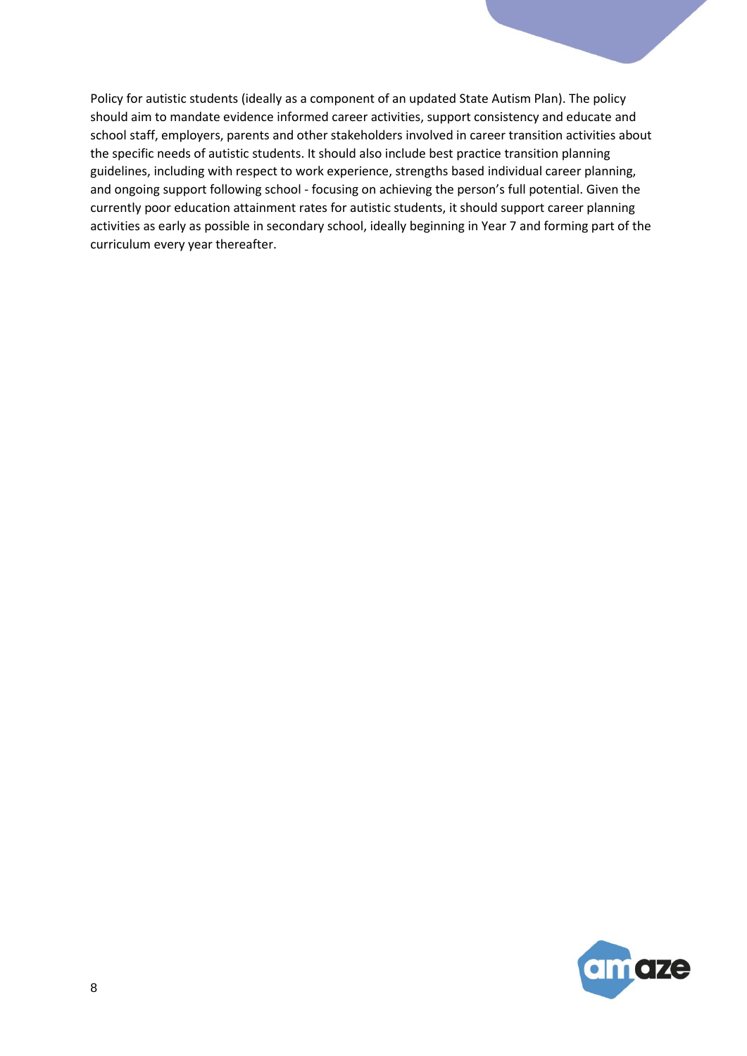Policy for autistic students (ideally as a component of an updated State Autism Plan). The policy should aim to mandate evidence informed career activities, support consistency and educate and school staff, employers, parents and other stakeholders involved in career transition activities about the specific needs of autistic students. It should also include best practice transition planning guidelines, including with respect to work experience, strengths based individual career planning, and ongoing support following school - focusing on achieving the person's full potential. Given the currently poor education attainment rates for autistic students, it should support career planning activities as early as possible in secondary school, ideally beginning in Year 7 and forming part of the curriculum every year thereafter.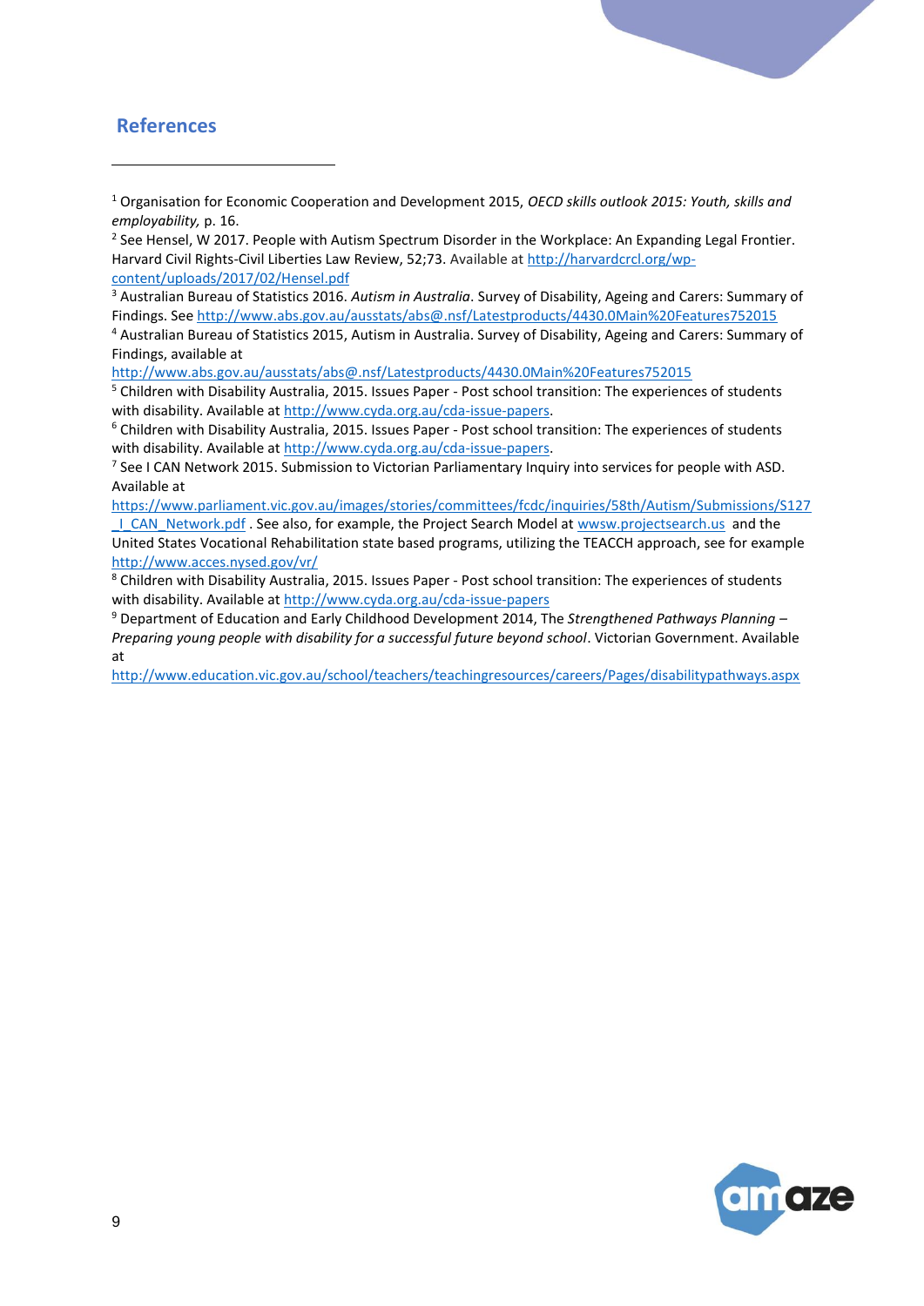## References

[1] Organisation for Economic Cooperation and Development 2015, *OECD skills outlook 2015: Youth, skills and employability,* p. 16.

[2] See Hensel, W 2017. People with Autism Spectrum Disorder in the Workplace: An Expanding Legal Frontier. Harvard Civil Rights-Civil Liberties Law Review, 52;73. Available at http://harvardcrcl.org/wp-content/uploads/2017/02/Hensel.pdf

[3] Australian Bureau of Statistics 2016. *Autism in Australia*. Survey of Disability, Ageing and Carers: Summary of Findings. See http://www.abs.gov.au/ausstats/abs@.nsf/Latestproducts/4430.0Main%20Features752015

[4] Australian Bureau of Statistics 2015, Autism in Australia. Survey of Disability, Ageing and Carers: Summary of Findings, available at http://www.abs.gov.au/ausstats/abs@.nsf/Latestproducts/4430.0Main%20Features752015

[5] Children with Disability Australia, 2015. Issues Paper - Post school transition: The experiences of students with disability. Available at http://www.cyda.org.au/cda-issue-papers.

[6] Children with Disability Australia, 2015. Issues Paper - Post school transition: The experiences of students with disability. Available at http://www.cyda.org.au/cda-issue-papers.

[7] See I CAN Network 2015. Submission to Victorian Parliamentary Inquiry into services for people with ASD. Available at https://www.parliament.vic.gov.au/images/stories/committees/fcdc/inquiries/58th/Autism/Submissions/S127_I_CAN_Network.pdf . See also, for example, the Project Search Model at wwsw.projectsearch.us and the United States Vocational Rehabilitation state based programs, utilizing the TEACCH approach, see for example http://www.acces.nysed.gov/vr/

[8] Children with Disability Australia, 2015. Issues Paper - Post school transition: The experiences of students with disability. Available at http://www.cyda.org.au/cda-issue-papers

[9] Department of Education and Early Childhood Development 2014, The *Strengthened Pathways Planning – Preparing young people with disability for a successful future beyond school*. Victorian Government. Available at http://www.education.vic.gov.au/school/teachers/teachingresources/careers/Pages/disabilitypathways.aspx